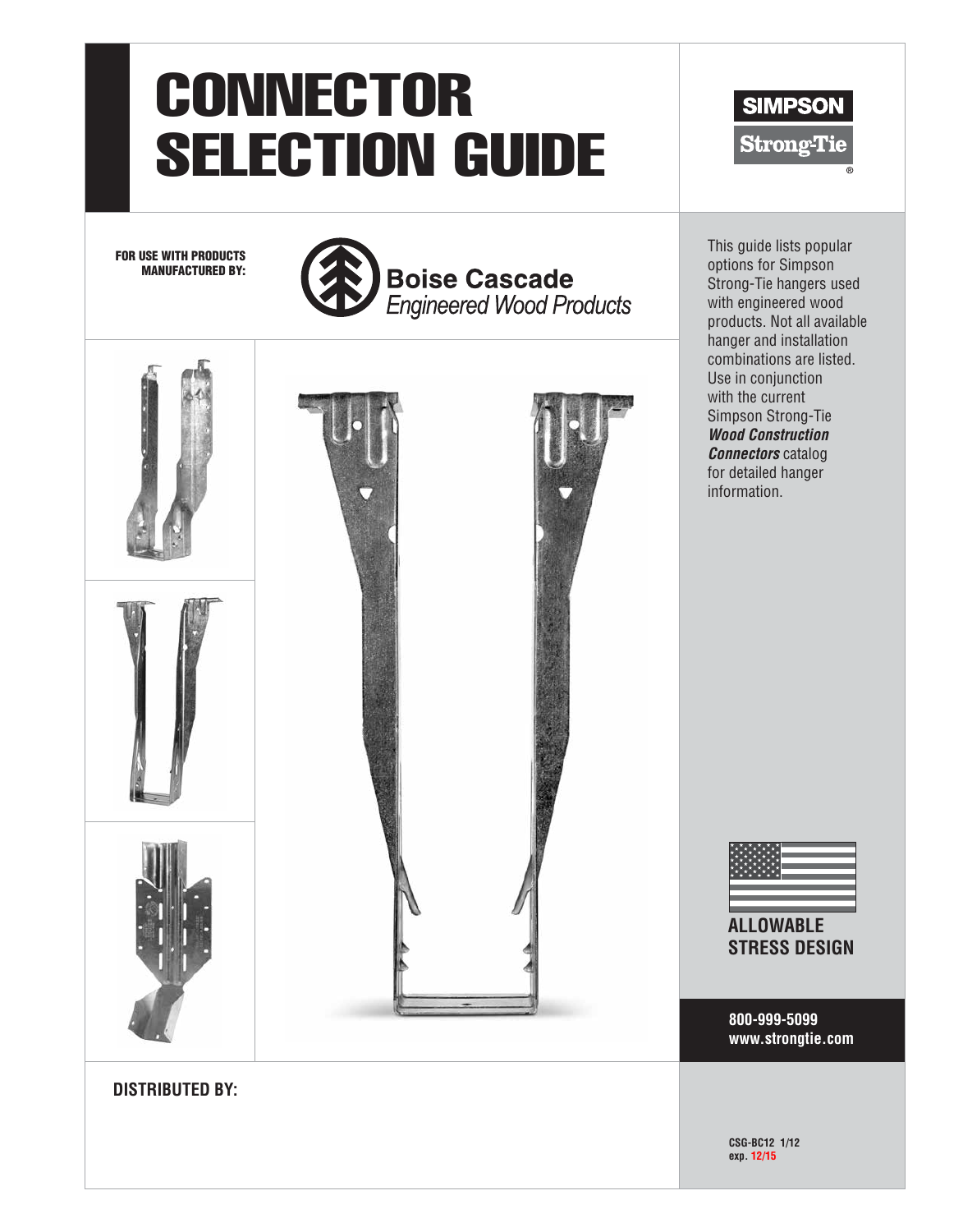# CONNECTOR SELECTION GUIDE

SIMPSON Strong-Tie®

**FOR USE WITH PRODUCTS MANUFACTURED BY:**

Boise Cascade
*Engineered Wood Products*

This guide lists popular options for Simpson Strong-Tie hangers used with engineered wood products. Not all available hanger and installation combinations are listed. Use in conjunction with the current Simpson Strong-Tie ***Wood Construction Connectors*** catalog for detailed hanger information.

**ALLOWABLE STRESS DESIGN**

**800-999-5099**
**www.strongtie.com**

**DISTRIBUTED BY:**

**CSG-BC12 1/12**
**exp. 12/15**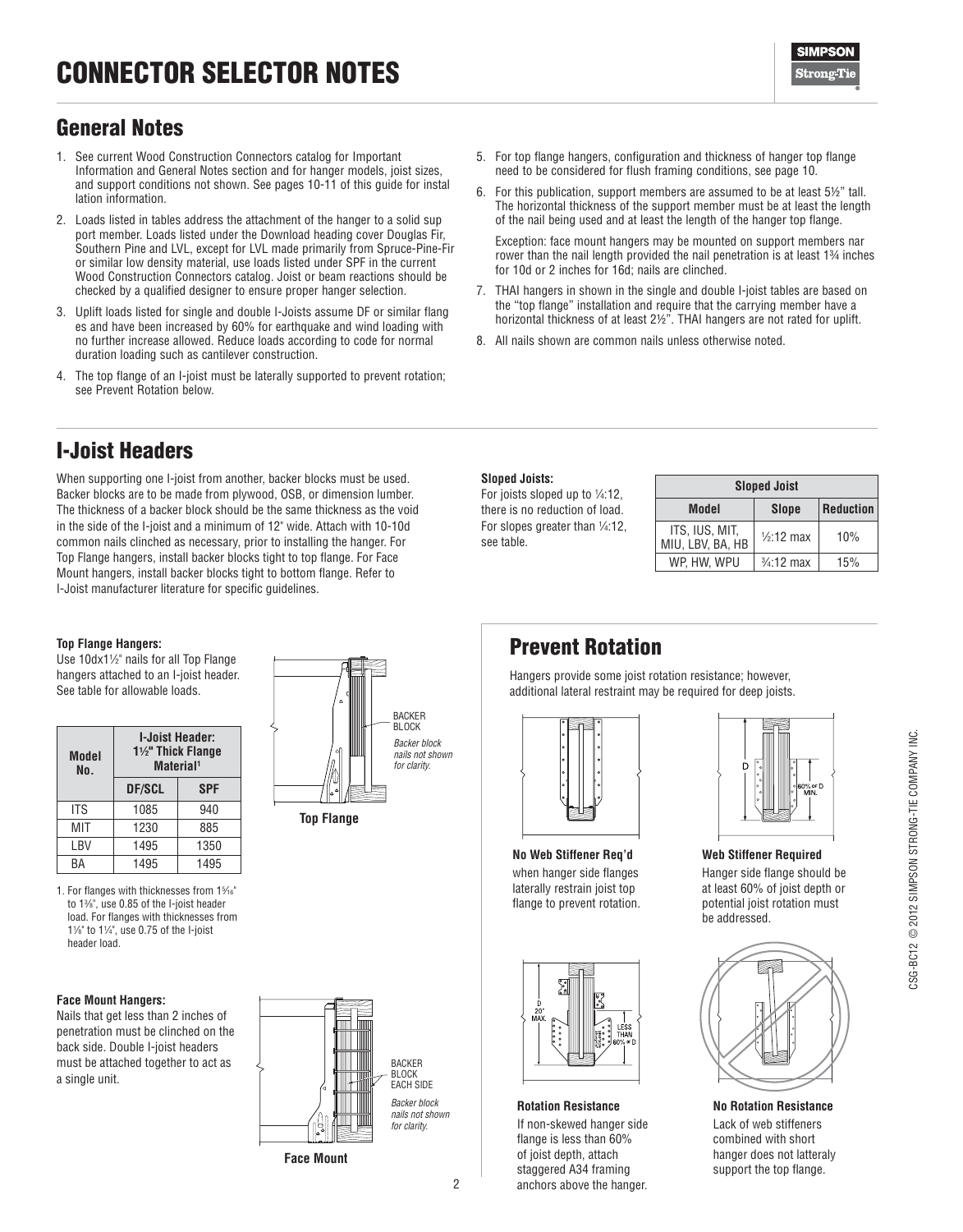# CONNECTOR SELECTOR NOTES

## General Notes

1. See current Wood Construction Connectors catalog for Important Information and General Notes section and for hanger models, joist sizes, and support conditions not shown. See pages 10-11 of this guide for installation information.
2. Loads listed in tables address the attachment of the hanger to a solid support member. Loads listed under the Download heading cover Douglas Fir, Southern Pine and LVL, except for LVL made primarily from Spruce-Pine-Fir or similar low density material, use loads listed under SPF in the current Wood Construction Connectors catalog. Joist or beam reactions should be checked by a qualified designer to ensure proper hanger selection.
3. Uplift loads listed for single and double I-Joists assume DF or similar flanges and have been increased by 60% for earthquake and wind loading with no further increase allowed. Reduce loads according to code for normal duration loading such as cantilever construction.
4. The top flange of an I-joist must be laterally supported to prevent rotation; see Prevent Rotation below.
5. For top flange hangers, configuration and thickness of hanger top flange need to be considered for flush framing conditions, see page 10.
6. For this publication, support members are assumed to be at least 5½" tall. The horizontal thickness of the support member must be at least the length of the nail being used and at least the length of the hanger top flange.

   Exception: face mount hangers may be mounted on support members narrower than the nail length provided the nail penetration is at least 1¾ inches for 10d or 2 inches for 16d; nails are clinched.
7. THAI hangers in shown in the single and double I-joist tables are based on the "top flange" installation and require that the carrying member have a horizontal thickness of at least 2½". THAI hangers are not rated for uplift.
8. All nails shown are common nails unless otherwise noted.

## I-Joist Headers

When supporting one I-joist from another, backer blocks must be used. Backer blocks are to be made from plywood, OSB, or dimension lumber. The thickness of a backer block should be the same thickness as the void in the side of the I-joist and a minimum of 12" wide. Attach with 10-10d common nails clinched as necessary, prior to installing the hanger. For Top Flange hangers, install backer blocks tight to top flange. For Face Mount hangers, install backer blocks tight to bottom flange. Refer to I-Joist manufacturer literature for specific guidelines.

**Sloped Joists:**
For joists sloped up to ¼:12, there is no reduction of load. For slopes greater than ¼:12, see table.

| Sloped Joist | | |
|---|---|---|
| **Model** | **Slope** | **Reduction** |
| ITS, IUS, MIT, MIU, LBV, BA, HB | ½:12 max | 10% |
| WP, HW, WPU | ¾:12 max | 15% |

**Top Flange Hangers:**
Use 10dx1½" nails for all Top Flange hangers attached to an I-joist header. See table for allowable loads.

| Model No. | I-Joist Header: 1½" Thick Flange Material[1] | |
|---|---|---|
| | DF/SCL | SPF |
| ITS | 1085 | 940 |
| MIT | 1230 | 885 |
| LBV | 1495 | 1350 |
| BA | 1495 | 1495 |

1. For flanges with thicknesses from 1⁵⁄₁₆" to 1⅜", use 0.85 of the I-joist header load. For flanges with thicknesses from 1⅛" to 1¼", use 0.75 of the I-joist header load.

BACKER BLOCK
*Backer block nails not shown for clarity.*

**Top Flange**

**Face Mount Hangers:**
Nails that get less than 2 inches of penetration must be clinched on the back side. Double I-joist headers must be attached together to act as a single unit.

BACKER BLOCK EACH SIDE
*Backer block nails not shown for clarity.*

**Face Mount**

## Prevent Rotation

Hangers provide some joist rotation resistance; however, additional lateral restraint may be required for deep joists.

**No Web Stiffener Req'd**
when hanger side flanges laterally restrain joist top flange to prevent rotation.

**Web Stiffener Required**
Hanger side flange should be at least 60% of joist depth or potential joist rotation must be addressed.

**Rotation Resistance**
If non-skewed hanger side flange is less than 60% of joist depth, attach staggered A34 framing anchors above the hanger.

**No Rotation Resistance**
Lack of web stiffeners combined with short hanger does not latteraly support the top flange.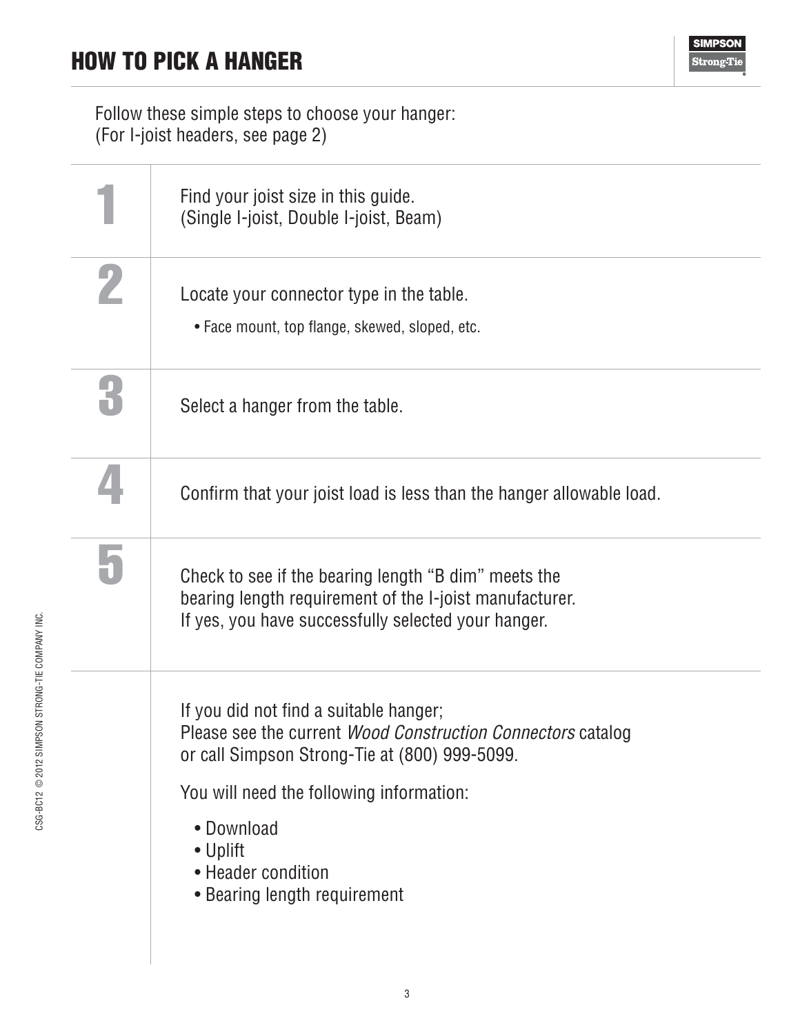# HOW TO PICK A HANGER

Follow these simple steps to choose your hanger:
(For I-joist headers, see page 2)

| | |
|---|---|
| **1** | Find your joist size in this guide. (Single I-joist, Double I-joist, Beam) |
| **2** | Locate your connector type in the table. • Face mount, top flange, skewed, sloped, etc. |
| **3** | Select a hanger from the table. |
| **4** | Confirm that your joist load is less than the hanger allowable load. |
| **5** | Check to see if the bearing length "B dim" meets the bearing length requirement of the I-joist manufacturer. If yes, you have successfully selected your hanger. |

If you did not find a suitable hanger;
Please see the current *Wood Construction Connectors* catalog or call Simpson Strong-Tie at (800) 999-5099.

You will need the following information:

- Download
- Uplift
- Header condition
- Bearing length requirement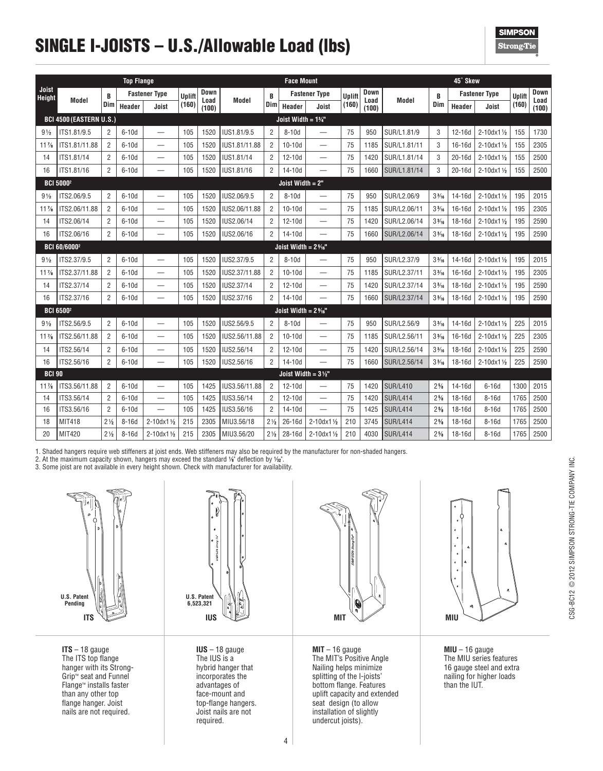# SINGLE I-JOISTS – U.S./Allowable Load (lbs)

| Joist Height | Top Flange | | | | | | Face Mount | | | | | | 45° Skew | | | | | |
|---|---|---|---|---|---|---|---|---|---|---|---|---|---|---|---|---|---|---|
| | Model | B Dim | Fastener Type Header | Fastener Type Joist | Uplift (160) | Down Load (100) | Model | B Dim | Fastener Type Header | Fastener Type Joist | Uplift (160) | Down Load (100) | Model | B Dim | Fastener Type Header | Fastener Type Joist | Uplift (160) | Down Load (100) |
| **BCI 4500 (EASTERN U.S.)** | | | | | | | **Joist Width = 1¾"** | | | | | | | | | | | |
| 9½ | ITS1.81/9.5 | 2 | 6-10d | — | 105 | 1520 | IUS1.81/9.5 | 2 | 8-10d | — | 75 | 950 | SUR/L1.81/9 | 3 | 12-16d | 2-10dx1½ | 155 | 1730 |
| 11⅞ | ITS1.81/11.88 | 2 | 6-10d | — | 105 | 1520 | IUS1.81/11.88 | 2 | 10-10d | — | 75 | 1185 | SUR/L1.81/11 | 3 | 16-16d | 2-10dx1½ | 155 | 2305 |
| 14 | ITS1.81/14 | 2 | 6-10d | — | 105 | 1520 | IUS1.81/14 | 2 | 12-10d | — | 75 | 1420 | SUR/L1.81/14 | 3 | 20-16d | 2-10dx1½ | 155 | 2500 |
| 16 | ITS1.81/16 | 2 | 6-10d | — | 105 | 1520 | IUS1.81/16 | 2 | 14-10d | — | 75 | 1660 | SUR/L1.81/14 | 3 | 20-16d | 2-10dx1½ | 155 | 2500 |
| **BCI 5000[2]** | | | | | | | **Joist Width = 2"** | | | | | | | | | | | |
| 9½ | ITS2.06/9.5 | 2 | 6-10d | — | 105 | 1520 | IUS2.06/9.5 | 2 | 8-10d | — | 75 | 950 | SUR/L2.06/9 | 3³⁄₁₆ | 14-16d | 2-10dx1½ | 195 | 2015 |
| 11⅞ | ITS2.06/11.88 | 2 | 6-10d | — | 105 | 1520 | IUS2.06/11.88 | 2 | 10-10d | — | 75 | 1185 | SUR/L2.06/11 | 3³⁄₁₆ | 16-16d | 2-10dx1½ | 195 | 2305 |
| 14 | ITS2.06/14 | 2 | 6-10d | — | 105 | 1520 | IUS2.06/14 | 2 | 12-10d | — | 75 | 1420 | SUR/L2.06/14 | 3³⁄₁₆ | 18-16d | 2-10dx1½ | 195 | 2590 |
| 16 | ITS2.06/16 | 2 | 6-10d | — | 105 | 1520 | IUS2.06/16 | 2 | 14-10d | — | 75 | 1660 | SUR/L2.06/14 | 3³⁄₁₆ | 18-16d | 2-10dx1½ | 195 | 2590 |
| **BCI 60/6000[2]** | | | | | | | **Joist Width = 2⁵⁄₁₆"** | | | | | | | | | | | |
| 9½ | ITS2.37/9.5 | 2 | 6-10d | — | 105 | 1520 | IUS2.37/9.5 | 2 | 8-10d | — | 75 | 950 | SUR/L2.37/9 | 3³⁄₁₆ | 14-16d | 2-10dx1½ | 195 | 2015 |
| 11⅞ | ITS2.37/11.88 | 2 | 6-10d | — | 105 | 1520 | IUS2.37/11.88 | 2 | 10-10d | — | 75 | 1185 | SUR/L2.37/11 | 3³⁄₁₆ | 16-16d | 2-10dx1½ | 195 | 2305 |
| 14 | ITS2.37/14 | 2 | 6-10d | — | 105 | 1520 | IUS2.37/14 | 2 | 12-10d | — | 75 | 1420 | SUR/L2.37/14 | 3³⁄₁₆ | 18-16d | 2-10dx1½ | 195 | 2590 |
| 16 | ITS2.37/16 | 2 | 6-10d | — | 105 | 1520 | IUS2.37/16 | 2 | 14-10d | — | 75 | 1660 | SUR/L2.37/14 | 3³⁄₁₆ | 18-16d | 2-10dx1½ | 195 | 2590 |
| **BCI 6500[2]** | | | | | | | **Joist Width = 2⁹⁄₁₆"** | | | | | | | | | | | |
| 9½ | ITS2.56/9.5 | 2 | 6-10d | — | 105 | 1520 | IUS2.56/9.5 | 2 | 8-10d | — | 75 | 950 | SUR/L2.56/9 | 3³⁄₁₆ | 14-16d | 2-10dx1½ | 225 | 2015 |
| 11⅞ | ITS2.56/11.88 | 2 | 6-10d | — | 105 | 1520 | IUS2.56/11.88 | 2 | 10-10d | — | 75 | 1185 | SUR/L2.56/11 | 3³⁄₁₆ | 16-16d | 2-10dx1½ | 225 | 2305 |
| 14 | ITS2.56/14 | 2 | 6-10d | — | 105 | 1520 | IUS2.56/14 | 2 | 12-10d | — | 75 | 1420 | SUR/L2.56/14 | 3³⁄₁₆ | 18-16d | 2-10dx1½ | 225 | 2590 |
| 16 | ITS2.56/16 | 2 | 6-10d | — | 105 | 1520 | IUS2.56/16 | 2 | 14-10d | — | 75 | 1660 | SUR/L2.56/14 | 3³⁄₁₆ | 18-16d | 2-10dx1½ | 225 | 2590 |
| **BCI 90** | | | | | | | **Joist Width = 3½"** | | | | | | | | | | | |
| 11⅞ | ITS3.56/11.88 | 2 | 6-10d | — | 105 | 1425 | IUS3.56/11.88 | 2 | 12-10d | — | 75 | 1420 | SUR/L410 | 2⅝ | 14-16d | 6-16d | 1300 | 2015 |
| 14 | ITS3.56/14 | 2 | 6-10d | — | 105 | 1425 | IUS3.56/14 | 2 | 12-10d | — | 75 | 1420 | SUR/L414 | 2⅝ | 18-16d | 8-16d | 1765 | 2500 |
| 16 | ITS3.56/16 | 2 | 6-10d | — | 105 | 1425 | IUS3.56/16 | 2 | 14-10d | — | 75 | 1425 | SUR/L414 | 2⅝ | 18-16d | 8-16d | 1765 | 2500 |
| 18 | MIT418 | 2½ | 8-16d | 2-10dx1½ | 215 | 2305 | MIU3.56/18 | 2½ | 26-16d | 2-10dx1½ | 210 | 3745 | SUR/L414 | 2⅝ | 18-16d | 8-16d | 1765 | 2500 |
| 20 | MIT420 | 2½ | 8-16d | 2-10dx1½ | 215 | 2305 | MIU3.56/20 | 2½ | 28-16d | 2-10dx1½ | 210 | 4030 | SUR/L414 | 2⅝ | 18-16d | 8-16d | 1765 | 2500 |

1. Shaded hangers require web stiffeners at joist ends. Web stiffeners may also be required by the manufacturer for non-shaded hangers.
2. At the maximum capacity shown, hangers may exceed the standard ⅛" deflection by ¹⁄₃₂".
3. Some joist are not available in every height shown. Check with manufacturer for availability.

U.S. Patent Pending
ITS

U.S. Patent 6,523,321
IUS

MIT

MIU

**ITS** – 18 gauge
The ITS top flange hanger with its Strong-Grip™ seat and Funnel Flange™ installs faster than any other top flange hanger. Joist nails are not required.

**IUS** – 18 gauge
The IUS is a hybrid hanger that incorporates the advantages of face-mount and top-flange hangers. Joist nails are not required.

**MIT** – 16 gauge
The MIT's Positive Angle Nailing helps minimize splitting of the I-joists' bottom flange. Features uplift capacity and extended seat design (to allow installation of slightly undercut joists).

**MIU** – 16 gauge
The MIU series features 16 gauge steel and extra nailing for higher loads than the IUT.

CSG-BC12 © 2012 SIMPSON STRONG-TIE COMPANY INC.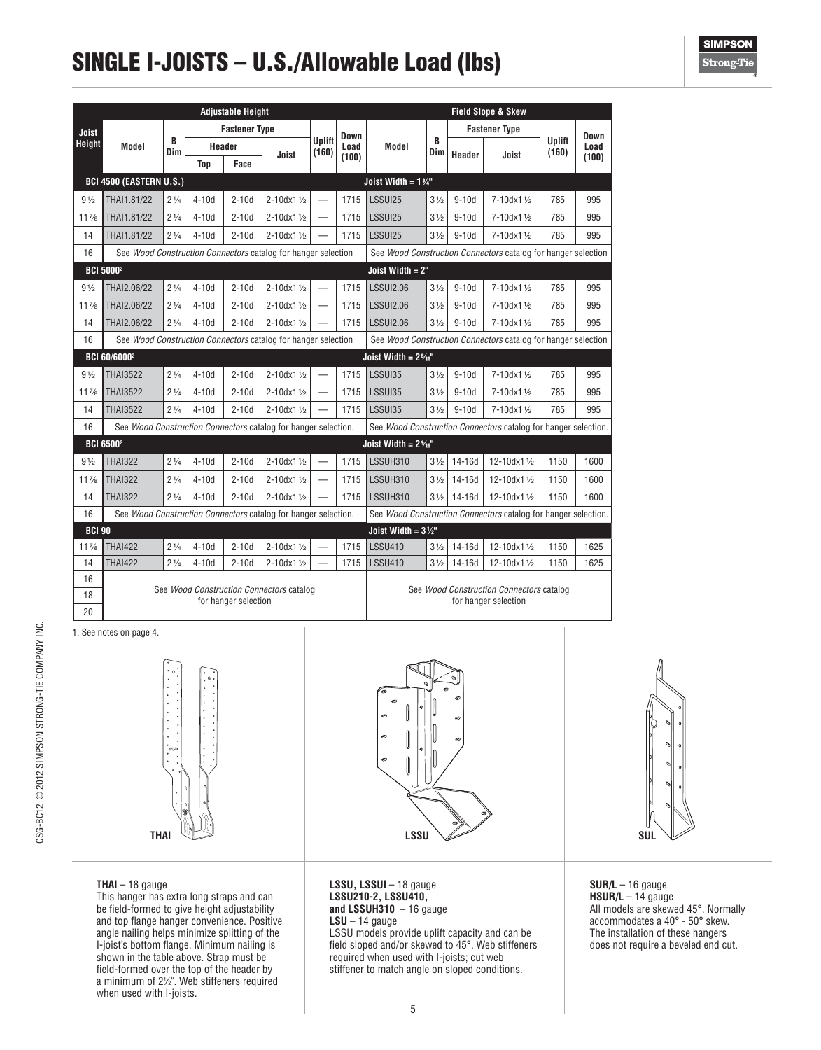# SINGLE I-JOISTS – U.S./Allowable Load (lbs)

| Joist Height | Adjustable Height | | | | | | | Field Slope & Skew | | | | | | |
|---|---|---|---|---|---|---|---|---|---|---|---|---|---|---|
| | Model | B Dim | Fastener Type | | | Uplift (160) | Down Load (100) | Model | B Dim | Fastener Type | | Uplift (160) | Down Load (100) |
| | | | Header | | Joist | | | | | Header | Joist | | |
| | | | Top | Face | | | | | | | | | |
| **BCI 4500 (EASTERN U.S.)** | | | | | | | | **Joist Width = 1¾"** | | | | | |
| 9½ | THAI1.81/22 | 2¼ | 4-10d | 2-10d | 2-10dx1½ | — | 1715 | LSSUI25 | 3½ | 9-10d | 7-10dx1½ | 785 | 995 |
| 11⅞ | THAI1.81/22 | 2¼ | 4-10d | 2-10d | 2-10dx1½ | — | 1715 | LSSUI25 | 3½ | 9-10d | 7-10dx1½ | 785 | 995 |
| 14 | THAI1.81/22 | 2¼ | 4-10d | 2-10d | 2-10dx1½ | — | 1715 | LSSUI25 | 3½ | 9-10d | 7-10dx1½ | 785 | 995 |
| 16 | See *Wood Construction Connectors* catalog for hanger selection | | | | | | | See *Wood Construction Connectors* catalog for hanger selection | | | | | |
| **BCI 5000[2]** | | | | | | | | **Joist Width = 2"** | | | | | |
| 9½ | THAI2.06/22 | 2¼ | 4-10d | 2-10d | 2-10dx1½ | — | 1715 | LSSUI2.06 | 3½ | 9-10d | 7-10dx1½ | 785 | 995 |
| 11⅞ | THAI2.06/22 | 2¼ | 4-10d | 2-10d | 2-10dx1½ | — | 1715 | LSSUI2.06 | 3½ | 9-10d | 7-10dx1½ | 785 | 995 |
| 14 | THAI2.06/22 | 2¼ | 4-10d | 2-10d | 2-10dx1½ | — | 1715 | LSSUI2.06 | 3½ | 9-10d | 7-10dx1½ | 785 | 995 |
| 16 | See *Wood Construction Connectors* catalog for hanger selection | | | | | | | See *Wood Construction Connectors* catalog for hanger selection | | | | | |
| **BCI 60/6000[2]** | | | | | | | | **Joist Width = 2⁵⁄₁₆"** | | | | | |
| 9½ | THAI3522 | 2¼ | 4-10d | 2-10d | 2-10dx1½ | — | 1715 | LSSUI35 | 3½ | 9-10d | 7-10dx1½ | 785 | 995 |
| 11⅞ | THAI3522 | 2¼ | 4-10d | 2-10d | 2-10dx1½ | — | 1715 | LSSUI35 | 3½ | 9-10d | 7-10dx1½ | 785 | 995 |
| 14 | THAI3522 | 2¼ | 4-10d | 2-10d | 2-10dx1½ | — | 1715 | LSSUI35 | 3½ | 9-10d | 7-10dx1½ | 785 | 995 |
| 16 | See *Wood Construction Connectors* catalog for hanger selection. | | | | | | | See *Wood Construction Connectors* catalog for hanger selection. | | | | | |
| **BCI 6500[2]** | | | | | | | | **Joist Width = 2⁹⁄₁₆"** | | | | | |
| 9½ | THAI322 | 2¼ | 4-10d | 2-10d | 2-10dx1½ | — | 1715 | LSSUH310 | 3½ | 14-16d | 12-10dx1½ | 1150 | 1600 |
| 11⅞ | THAI322 | 2¼ | 4-10d | 2-10d | 2-10dx1½ | — | 1715 | LSSUH310 | 3½ | 14-16d | 12-10dx1½ | 1150 | 1600 |
| 14 | THAI322 | 2¼ | 4-10d | 2-10d | 2-10dx1½ | — | 1715 | LSSUH310 | 3½ | 14-16d | 12-10dx1½ | 1150 | 1600 |
| 16 | See *Wood Construction Connectors* catalog for hanger selection. | | | | | | | See *Wood Construction Connectors* catalog for hanger selection. | | | | | |
| **BCI 90** | | | | | | | | **Joist Width = 3½"** | | | | | |
| 11⅞ | THAI422 | 2¼ | 4-10d | 2-10d | 2-10dx1½ | — | 1715 | LSSU410 | 3½ | 14-16d | 12-10dx1½ | 1150 | 1625 |
| 14 | THAI422 | 2¼ | 4-10d | 2-10d | 2-10dx1½ | — | 1715 | LSSU410 | 3½ | 14-16d | 12-10dx1½ | 1150 | 1625 |
| 16 | See *Wood Construction Connectors* catalog for hanger selection | | | | | | | See *Wood Construction Connectors* catalog for hanger selection | | | | | |
| 18 | | | | | | | | | | | | | |
| 20 | | | | | | | | | | | | | |

1. See notes on page 4.

THAI

LSSU

SUL

**THAI** – 18 gauge
This hanger has extra long straps and can be field-formed to give height adjustability and top flange hanger convenience. Positive angle nailing helps minimize splitting of the I-joist's bottom flange. Minimum nailing is shown in the table above. Strap must be field-formed over the top of the header by a minimum of 2½". Web stiffeners required when used with I-joists.

**LSSU, LSSUI** – 18 gauge
**LSSU210-2, LSSU410, and LSSUH310** – 16 gauge
**LSU** – 14 gauge
LSSU models provide uplift capacity and can be field sloped and/or skewed to 45°. Web stiffeners required when used with I-joists; cut web stiffener to match angle on sloped conditions.

**SUR/L** – 16 gauge
**HSUR/L** – 14 gauge
All models are skewed 45°. Normally accommodates a 40° - 50° skew. The installation of these hangers does not require a beveled end cut.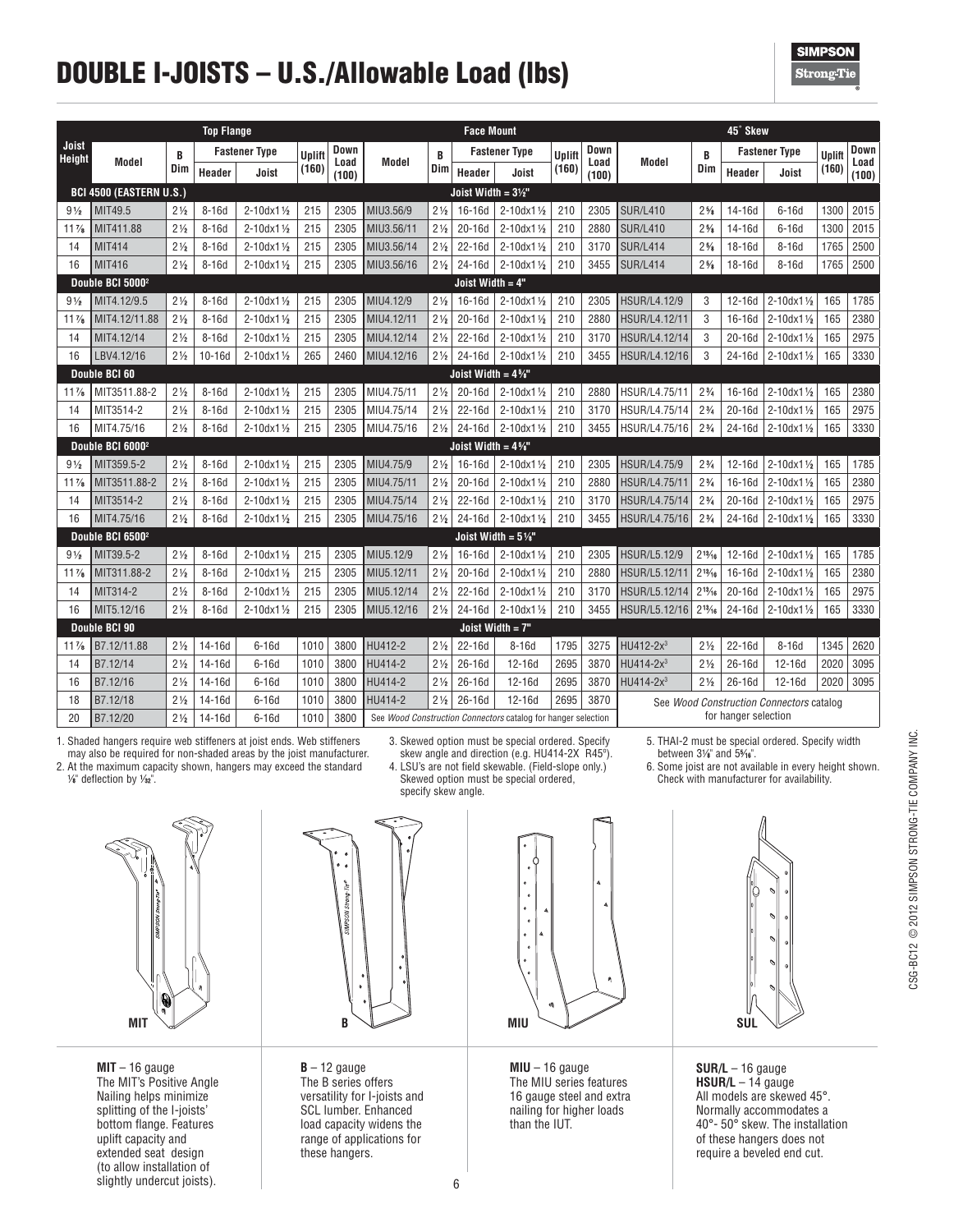# DOUBLE I-JOISTS – U.S./Allowable Load (lbs)

| Joist Height | Top Flange | | | | | | Face Mount | | | | | | 45° Skew | | | | | |
|---|---|---|---|---|---|---|---|---|---|---|---|---|---|---|---|---|---|---|
| | Model | B Dim | Fastener Type Header | Fastener Type Joist | Uplift (160) | Down Load (100) | Model | B Dim | Fastener Type Header | Fastener Type Joist | Uplift (160) | Down Load (100) | Model | B Dim | Fastener Type Header | Fastener Type Joist | Uplift (160) | Down Load (100) |
| **BCI 4500 (EASTERN U.S.)** | | | | | | | **Joist Width = 3½"** | | | | | | | | | | | |
| 9½ | MIT49.5 | 2½ | 8-16d | 2-10dx1½ | 215 | 2305 | MIU3.56/9 | 2½ | 16-16d | 2-10dx1½ | 210 | 2305 | SUR/L410 | 2⅝ | 14-16d | 6-16d | 1300 | 2015 |
| 11⅞ | MIT411.88 | 2½ | 8-16d | 2-10dx1½ | 215 | 2305 | MIU3.56/11 | 2½ | 20-16d | 2-10dx1½ | 210 | 2880 | SUR/L410 | 2⅝ | 14-16d | 6-16d | 1300 | 2015 |
| 14 | MIT414 | 2½ | 8-16d | 2-10dx1½ | 215 | 2305 | MIU3.56/14 | 2½ | 22-16d | 2-10dx1½ | 210 | 3170 | SUR/L414 | 2⅝ | 18-16d | 8-16d | 1765 | 2500 |
| 16 | MIT416 | 2½ | 8-16d | 2-10dx1½ | 215 | 2305 | MIU3.56/16 | 2½ | 24-16d | 2-10dx1½ | 210 | 3455 | SUR/L414 | 2⅝ | 18-16d | 8-16d | 1765 | 2500 |
| **Double BCI 5000[2]** | | | | | | | **Joist Width = 4"** | | | | | | | | | | | |
| 9½ | MIT4.12/9.5 | 2½ | 8-16d | 2-10dx1½ | 215 | 2305 | MIU4.12/9 | 2½ | 16-16d | 2-10dx1½ | 210 | 2305 | HSUR/L4.12/9 | 3 | 12-16d | 2-10dx1½ | 165 | 1785 |
| 11⅞ | MIT4.12/11.88 | 2½ | 8-16d | 2-10dx1½ | 215 | 2305 | MIU4.12/11 | 2½ | 20-16d | 2-10dx1½ | 210 | 2880 | HSUR/L4.12/11 | 3 | 16-16d | 2-10dx1½ | 165 | 2380 |
| 14 | MIT4.12/14 | 2½ | 8-16d | 2-10dx1½ | 215 | 2305 | MIU4.12/14 | 2½ | 22-16d | 2-10dx1½ | 210 | 3170 | HSUR/L4.12/14 | 3 | 20-16d | 2-10dx1½ | 165 | 2975 |
| 16 | LBV4.12/16 | 2½ | 10-16d | 2-10dx1½ | 265 | 2460 | MIU4.12/16 | 2½ | 24-16d | 2-10dx1½ | 210 | 3455 | HSUR/L4.12/16 | 3 | 24-16d | 2-10dx1½ | 165 | 3330 |
| **Double BCI 60** | | | | | | | **Joist Width = 4⅝"** | | | | | | | | | | | |
| 11⅞ | MIT3511.88-2 | 2½ | 8-16d | 2-10dx1½ | 215 | 2305 | MIU4.75/11 | 2½ | 20-16d | 2-10dx1½ | 210 | 2880 | HSUR/L4.75/11 | 2¾ | 16-16d | 2-10dx1½ | 165 | 2380 |
| 14 | MIT3514-2 | 2½ | 8-16d | 2-10dx1½ | 215 | 2305 | MIU4.75/14 | 2½ | 22-16d | 2-10dx1½ | 210 | 3170 | HSUR/L4.75/14 | 2¾ | 20-16d | 2-10dx1½ | 165 | 2975 |
| 16 | MIT4.75/16 | 2½ | 8-16d | 2-10dx1½ | 215 | 2305 | MIU4.75/16 | 2½ | 24-16d | 2-10dx1½ | 210 | 3455 | HSUR/L4.75/16 | 2¾ | 24-16d | 2-10dx1½ | 165 | 3330 |
| **Double BCI 6000[2]** | | | | | | | **Joist Width = 4⅝"** | | | | | | | | | | | |
| 9½ | MIT359.5-2 | 2½ | 8-16d | 2-10dx1½ | 215 | 2305 | MIU4.75/9 | 2½ | 16-16d | 2-10dx1½ | 210 | 2305 | HSUR/L4.75/9 | 2¾ | 12-16d | 2-10dx1½ | 165 | 1785 |
| 11⅞ | MIT3511.88-2 | 2½ | 8-16d | 2-10dx1½ | 215 | 2305 | MIU4.75/11 | 2½ | 20-16d | 2-10dx1½ | 210 | 2880 | HSUR/L4.75/11 | 2¾ | 16-16d | 2-10dx1½ | 165 | 2380 |
| 14 | MIT3514-2 | 2½ | 8-16d | 2-10dx1½ | 215 | 2305 | MIU4.75/14 | 2½ | 22-16d | 2-10dx1½ | 210 | 3170 | HSUR/L4.75/14 | 2¾ | 20-16d | 2-10dx1½ | 165 | 2975 |
| 16 | MIT4.75/16 | 2½ | 8-16d | 2-10dx1½ | 215 | 2305 | MIU4.75/16 | 2½ | 24-16d | 2-10dx1½ | 210 | 3455 | HSUR/L4.75/16 | 2¾ | 24-16d | 2-10dx1½ | 165 | 3330 |
| **Double BCI 6500[2]** | | | | | | | **Joist Width = 5⅛"** | | | | | | | | | | | |
| 9½ | MIT39.5-2 | 2½ | 8-16d | 2-10dx1½ | 215 | 2305 | MIU5.12/9 | 2½ | 16-16d | 2-10dx1½ | 210 | 2305 | HSUR/L5.12/9 | 2^13/16 | 12-16d | 2-10dx1½ | 165 | 1785 |
| 11⅞ | MIT311.88-2 | 2½ | 8-16d | 2-10dx1½ | 215 | 2305 | MIU5.12/11 | 2½ | 20-16d | 2-10dx1½ | 210 | 2880 | HSUR/L5.12/11 | 2^13/16 | 16-16d | 2-10dx1½ | 165 | 2380 |
| 14 | MIT314-2 | 2½ | 8-16d | 2-10dx1½ | 215 | 2305 | MIU5.12/14 | 2½ | 22-16d | 2-10dx1½ | 210 | 3170 | HSUR/L5.12/14 | 2^13/16 | 20-16d | 2-10dx1½ | 165 | 2975 |
| 16 | MIT5.12/16 | 2½ | 8-16d | 2-10dx1½ | 215 | 2305 | MIU5.12/16 | 2½ | 24-16d | 2-10dx1½ | 210 | 3455 | HSUR/L5.12/16 | 2^13/16 | 24-16d | 2-10dx1½ | 165 | 3330 |
| **Double BCI 90** | | | | | | | **Joist Width = 7"** | | | | | | | | | | | |
| 11⅞ | B7.12/11.88 | 2½ | 14-16d | 6-16d | 1010 | 3800 | HU412-2 | 2½ | 22-16d | 8-16d | 1795 | 3275 | HU412-2x[3] | 2½ | 22-16d | 8-16d | 1345 | 2620 |
| 14 | B7.12/14 | 2½ | 14-16d | 6-16d | 1010 | 3800 | HU414-2 | 2½ | 26-16d | 12-16d | 2695 | 3870 | HU414-2x[3] | 2½ | 26-16d | 12-16d | 2020 | 3095 |
| 16 | B7.12/16 | 2½ | 14-16d | 6-16d | 1010 | 3800 | HU414-2 | 2½ | 26-16d | 12-16d | 2695 | 3870 | HU414-2x[3] | 2½ | 26-16d | 12-16d | 2020 | 3095 |
| 18 | B7.12/18 | 2½ | 14-16d | 6-16d | 1010 | 3800 | HU414-2 | 2½ | 26-16d | 12-16d | 2695 | 3870 | See *Wood Construction Connectors* catalog for hanger selection | | | | | |
| 20 | B7.12/20 | 2½ | 14-16d | 6-16d | 1010 | 3800 | See *Wood Construction Connectors* catalog for hanger selection | | | | | | | | | | | |

1. Shaded hangers require web stiffeners at joist ends. Web stiffeners may also be required for non-shaded areas by the joist manufacturer.
2. At the maximum capacity shown, hangers may exceed the standard ⅛" deflection by 1/32".
3. Skewed option must be special ordered. Specify skew angle and direction (e.g. HU414-2X R45°).
4. LSU's are not field skewable. (Field-slope only.) Skewed option must be special ordered, specify skew angle.
5. THAI-2 must be special ordered. Specify width between 3⅛" and 5 5/16".
6. Some joist are not available in every height shown. Check with manufacturer for availability.

MIT

B

MIU

SUL

**MIT** – 16 gauge
The MIT's Positive Angle Nailing helps minimize splitting of the I-joists' bottom flange. Features uplift capacity and extended seat design (to allow installation of slightly undercut joists).

**B** – 12 gauge
The B series offers versatility for I-joists and SCL lumber. Enhanced load capacity widens the range of applications for these hangers.

**MIU** – 16 gauge
The MIU series features 16 gauge steel and extra nailing for higher loads than the IUT.

**SUR/L** – 16 gauge
**HSUR/L** – 14 gauge
All models are skewed 45°. Normally accommodates a 40°- 50° skew. The installation of these hangers does not require a beveled end cut.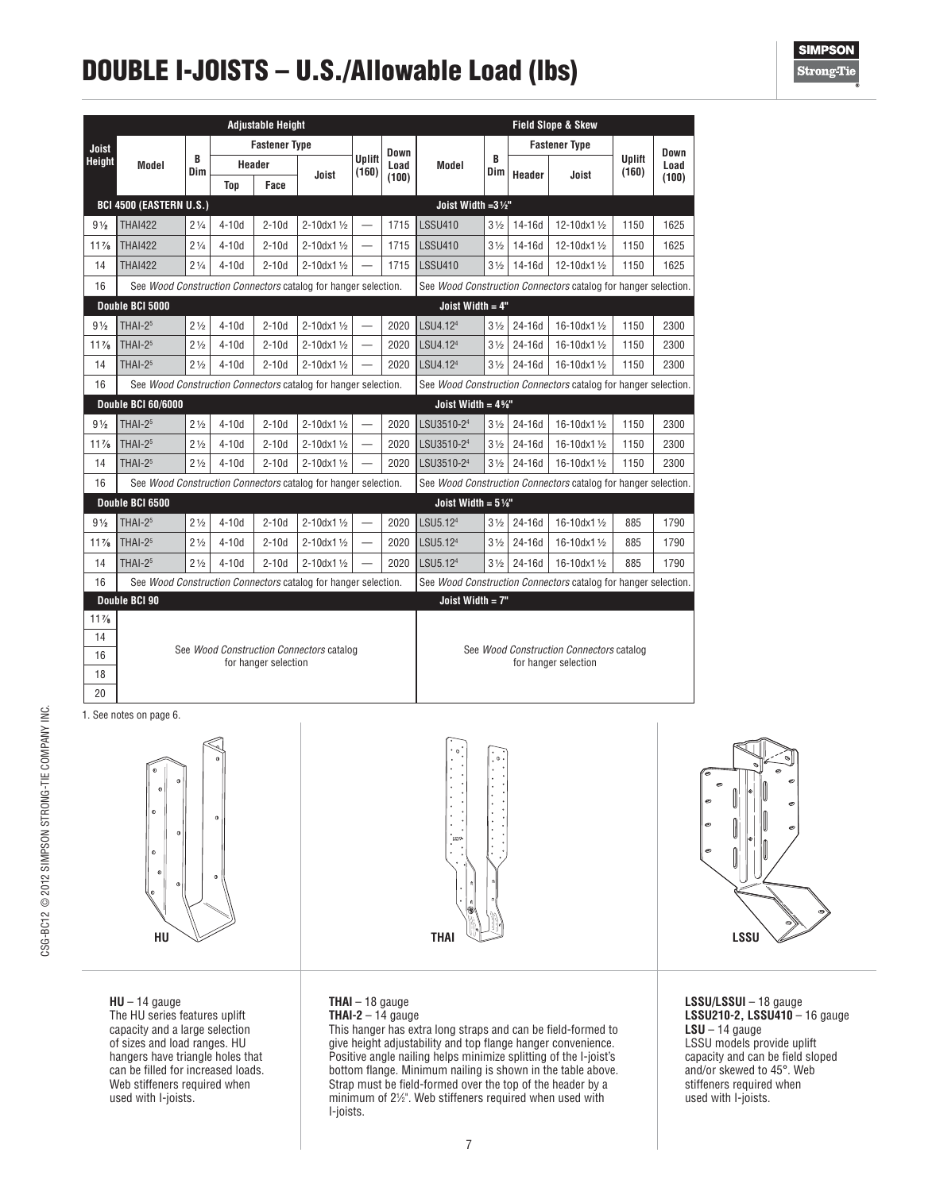# DOUBLE I-JOISTS – U.S./Allowable Load (lbs)

| Joist Height | Adjustable Height | | | | | | | Field Slope & Skew | | | | | |
|---|---|---|---|---|---|---|---|---|---|---|---|---|---|
| | Model | B Dim | Fastener Type | | | Uplift (160) | Down Load (100) | Model | B Dim | Fastener Type | | Uplift (160) | Down Load (100) |
| | | | Header | | Joist | | | | | Header | Joist | | |
| | | | Top | Face | | | | | | | | | |
| **BCI 4500 (EASTERN U.S.)** | | | | | | | | **Joist Width =3½"** | | | | | |
| 9⅛ | THAI422 | 2¼ | 4-10d | 2-10d | 2-10dx1½ | — | 1715 | LSSU410 | 3½ | 14-16d | 12-10dx1½ | 1150 | 1625 |
| 11⅞ | THAI422 | 2¼ | 4-10d | 2-10d | 2-10dx1½ | — | 1715 | LSSU410 | 3½ | 14-16d | 12-10dx1½ | 1150 | 1625 |
| 14 | THAI422 | 2¼ | 4-10d | 2-10d | 2-10dx1½ | — | 1715 | LSSU410 | 3½ | 14-16d | 12-10dx1½ | 1150 | 1625 |
| 16 | See *Wood Construction Connectors* catalog for hanger selection. | | | | | | | See *Wood Construction Connectors* catalog for hanger selection. | | | | | |
| **Double BCI 5000** | | | | | | | | **Joist Width = 4"** | | | | | |
| 9½ | THAI-2[5] | 2½ | 4-10d | 2-10d | 2-10dx1½ | — | 2020 | LSU4.12[4] | 3½ | 24-16d | 16-10dx1½ | 1150 | 2300 |
| 11⅞ | THAI-2[5] | 2½ | 4-10d | 2-10d | 2-10dx1½ | — | 2020 | LSU4.12[4] | 3½ | 24-16d | 16-10dx1½ | 1150 | 2300 |
| 14 | THAI-2[5] | 2½ | 4-10d | 2-10d | 2-10dx1½ | — | 2020 | LSU4.12[4] | 3½ | 24-16d | 16-10dx1½ | 1150 | 2300 |
| 16 | See *Wood Construction Connectors* catalog for hanger selection. | | | | | | | See *Wood Construction Connectors* catalog for hanger selection. | | | | | |
| **Double BCI 60/6000** | | | | | | | | **Joist Width = 4⅝"** | | | | | |
| 9½ | THAI-2[5] | 2½ | 4-10d | 2-10d | 2-10dx1½ | — | 2020 | LSU3510-2[4] | 3½ | 24-16d | 16-10dx1½ | 1150 | 2300 |
| 11⅞ | THAI-2[5] | 2½ | 4-10d | 2-10d | 2-10dx1½ | — | 2020 | LSU3510-2[4] | 3½ | 24-16d | 16-10dx1½ | 1150 | 2300 |
| 14 | THAI-2[5] | 2½ | 4-10d | 2-10d | 2-10dx1½ | — | 2020 | LSU3510-2[4] | 3½ | 24-16d | 16-10dx1½ | 1150 | 2300 |
| 16 | See *Wood Construction Connectors* catalog for hanger selection. | | | | | | | See *Wood Construction Connectors* catalog for hanger selection. | | | | | |
| **Double BCI 6500** | | | | | | | | **Joist Width = 5⅛"** | | | | | |
| 9½ | THAI-2[5] | 2½ | 4-10d | 2-10d | 2-10dx1½ | — | 2020 | LSU5.12[4] | 3½ | 24-16d | 16-10dx1½ | 885 | 1790 |
| 11⅞ | THAI-2[5] | 2½ | 4-10d | 2-10d | 2-10dx1½ | — | 2020 | LSU5.12[4] | 3½ | 24-16d | 16-10dx1½ | 885 | 1790 |
| 14 | THAI-2[5] | 2½ | 4-10d | 2-10d | 2-10dx1½ | — | 2020 | LSU5.12[4] | 3½ | 24-16d | 16-10dx1½ | 885 | 1790 |
| 16 | See *Wood Construction Connectors* catalog for hanger selection. | | | | | | | See *Wood Construction Connectors* catalog for hanger selection. | | | | | |
| **Double BCI 90** | | | | | | | | **Joist Width = 7"** | | | | | |
| 11⅞ | See *Wood Construction Connectors* catalog for hanger selection | | | | | | | See *Wood Construction Connectors* catalog for hanger selection | | | | | |
| 14 | | | | | | | | | | | | | |
| 16 | | | | | | | | | | | | | |
| 18 | | | | | | | | | | | | | |
| 20 | | | | | | | | | | | | | |

1. See notes on page 6.

HU

THAI

LSSU

**HU** – 14 gauge
The HU series features uplift capacity and a large selection of sizes and load ranges. HU hangers have triangle holes that can be filled for increased loads. Web stiffeners required when used with I-joists.

**THAI** – 18 gauge
**THAI-2** – 14 gauge
This hanger has extra long straps and can be field-formed to give height adjustability and top flange hanger convenience. Positive angle nailing helps minimize splitting of the I-joist's bottom flange. Minimum nailing is shown in the table above. Strap must be field-formed over the top of the header by a minimum of 2½". Web stiffeners required when used with I-joists.

**LSSU/LSSUI** – 18 gauge
**LSSU210-2, LSSU410** – 16 gauge
**LSU** – 14 gauge
LSSU models provide uplift capacity and can be field sloped and/or skewed to 45°. Web stiffeners required when used with I-joists.

CSG-BC12 © 2012 SIMPSON STRONG-TIE COMPANY INC.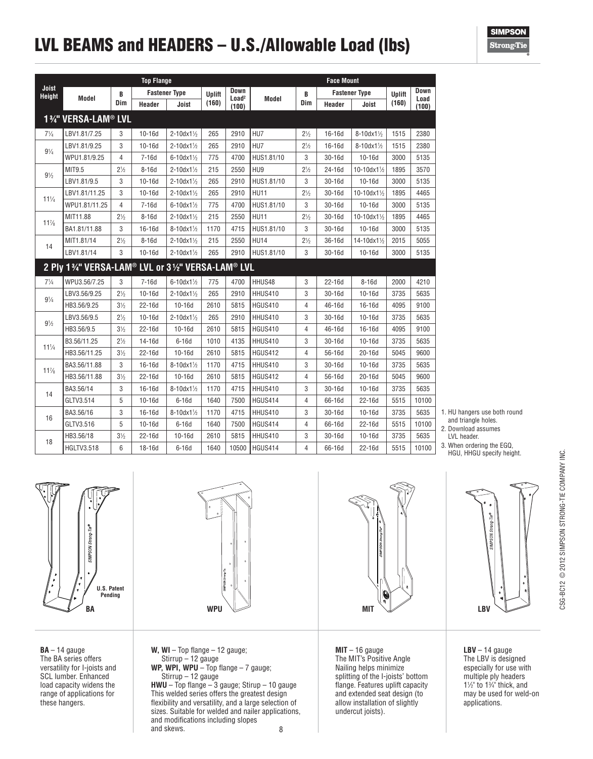# LVL BEAMS and HEADERS – U.S./Allowable Load (lbs)

| Joist Height | Top Flange | | | | | | Face Mount | | | | | |
|---|---|---|---|---|---|---|---|---|---|---|---|---|
| | Model | B Dim | Fastener Type | | Uplift (160) | Down Load[2] (100) | Model | B Dim | Fastener Type | | Uplift (160) | Down Load (100) |
| | | | Header | Joist | | | | | Header | Joist | | |
| **1¾" VERSA-LAM® LVL** | | | | | | | | | | | | |
| 7¼ | LBV1.81/7.25 | 3 | 10-16d | 2-10dx1½ | 265 | 2910 | HU7 | 2½ | 16-16d | 8-10dx1½ | 1515 | 2380 |
| 9¼ | LBV1.81/9.25 | 3 | 10-16d | 2-10dx1½ | 265 | 2910 | HU7 | 2½ | 16-16d | 8-10dx1½ | 1515 | 2380 |
| | WPU1.81/9.25 | 4 | 7-16d | 6-10dx1½ | 775 | 4700 | HUS1.81/10 | 3 | 30-16d | 10-16d | 3000 | 5135 |
| 9½ | MIT9.5 | 2½ | 8-16d | 2-10dx1½ | 215 | 2550 | HU9 | 2½ | 24-16d | 10-10dx1½ | 1895 | 3570 |
| | LBV1.81/9.5 | 3 | 10-16d | 2-10dx1½ | 265 | 2910 | HUS1.81/10 | 3 | 30-16d | 10-16d | 3000 | 5135 |
| 11¼ | LBV1.81/11.25 | 3 | 10-16d | 2-10dx1½ | 265 | 2910 | HU11 | 2½ | 30-16d | 10-10dx1½ | 1895 | 4465 |
| | WPU1.81/11.25 | 4 | 7-16d | 6-10dx1½ | 775 | 4700 | HUS1.81/10 | 3 | 30-16d | 10-16d | 3000 | 5135 |
| 11⅞ | MIT11.88 | 2½ | 8-16d | 2-10dx1½ | 215 | 2550 | HU11 | 2½ | 30-16d | 10-10dx1½ | 1895 | 4465 |
| | BA1.81/11.88 | 3 | 16-16d | 8-10dx1½ | 1170 | 4715 | HUS1.81/10 | 3 | 30-16d | 10-16d | 3000 | 5135 |
| 14 | MIT1.81/14 | 2½ | 8-16d | 2-10dx1½ | 215 | 2550 | HU14 | 2½ | 36-16d | 14-10dx1½ | 2015 | 5055 |
| | LBV1.81/14 | 3 | 10-16d | 2-10dx1½ | 265 | 2910 | HUS1.81/10 | 3 | 30-16d | 10-16d | 3000 | 5135 |
| **2 Ply 1¾" VERSA-LAM® LVL or 3½" VERSA-LAM® LVL** | | | | | | | | | | | | |
| 7¼ | WPU3.56/7.25 | 3 | 7-16d | 6-10dx1½ | 775 | 4700 | HHUS48 | 3 | 22-16d | 8-16d | 2000 | 4210 |
| 9¼ | LBV3.56/9.25 | 2½ | 10-16d | 2-10dx1½ | 265 | 2910 | HHUS410 | 3 | 30-16d | 10-16d | 3735 | 5635 |
| | HB3.56/9.25 | 3½ | 22-16d | 10-16d | 2610 | 5815 | HGUS410 | 4 | 46-16d | 16-16d | 4095 | 9100 |
| 9½ | LBV3.56/9.5 | 2½ | 10-16d | 2-10dx1½ | 265 | 2910 | HHUS410 | 3 | 30-16d | 10-16d | 3735 | 5635 |
| | HB3.56/9.5 | 3½ | 22-16d | 10-16d | 2610 | 5815 | HGUS410 | 4 | 46-16d | 16-16d | 4095 | 9100 |
| 11¼ | B3.56/11.25 | 2½ | 14-16d | 6-16d | 1010 | 4135 | HHUS410 | 3 | 30-16d | 10-16d | 3735 | 5635 |
| | HB3.56/11.25 | 3½ | 22-16d | 10-16d | 2610 | 5815 | HGUS412 | 4 | 56-16d | 20-16d | 5045 | 9600 |
| 11⅞ | BA3.56/11.88 | 3 | 16-16d | 8-10dx1½ | 1170 | 4715 | HHUS410 | 3 | 30-16d | 10-16d | 3735 | 5635 |
| | HB3.56/11.88 | 3½ | 22-16d | 10-16d | 2610 | 5815 | HGUS412 | 4 | 56-16d | 20-16d | 5045 | 9600 |
| 14 | BA3.56/14 | 3 | 16-16d | 8-10dx1½ | 1170 | 4715 | HHUS410 | 3 | 30-16d | 10-16d | 3735 | 5635 |
| | GLTV3.514 | 5 | 10-16d | 6-16d | 1640 | 7500 | HGUS414 | 4 | 66-16d | 22-16d | 5515 | 10100 |
| 16 | BA3.56/16 | 3 | 16-16d | 8-10dx1½ | 1170 | 4715 | HHUS410 | 3 | 30-16d | 10-16d | 3735 | 5635 |
| | GLTV3.516 | 5 | 10-16d | 6-16d | 1640 | 7500 | HGUS414 | 4 | 66-16d | 22-16d | 5515 | 10100 |
| 18 | HB3.56/18 | 3½ | 22-16d | 10-16d | 2610 | 5815 | HHUS410 | 3 | 30-16d | 10-16d | 3735 | 5635 |
| | HGLTV3.518 | 6 | 18-16d | 6-16d | 1640 | 10500 | HGUS414 | 4 | 66-16d | 22-16d | 5515 | 10100 |

1. HU hangers use both round and triangle holes.
2. Download assumes LVL header.
3. When ordering the EGQ, HGU, HHGU specify height.

BA — U.S. Patent Pending

WPU

MIT

LBV

**BA** – 14 gauge
The BA series offers versatility for I-joists and SCL lumber. Enhanced load capacity widens the range of applications for these hangers.

**W, WI** – Top flange – 12 gauge; Stirrup – 12 gauge
**WP, WPI, WPU** – Top flange – 7 gauge; Stirrup – 12 gauge
**HWU** – Top flange – 3 gauge; Stirup – 10 gauge
This welded series offers the greatest design flexibility and versatility, and a large selection of sizes. Suitable for welded and nailer applications, and modifications including slopes and skews.

**MIT** – 16 gauge
The MIT's Positive Angle Nailing helps minimize splitting of the I-joists' bottom flange. Features uplift capacity and extended seat design (to allow installation of slightly undercut joists).

**LBV** – 14 gauge
The LBV is designed especially for use with multiple ply headers 1½" to 1¾" thick, and may be used for weld-on applications.

CSG-BC12 © 2012 SIMPSON STRONG-TIE COMPANY INC.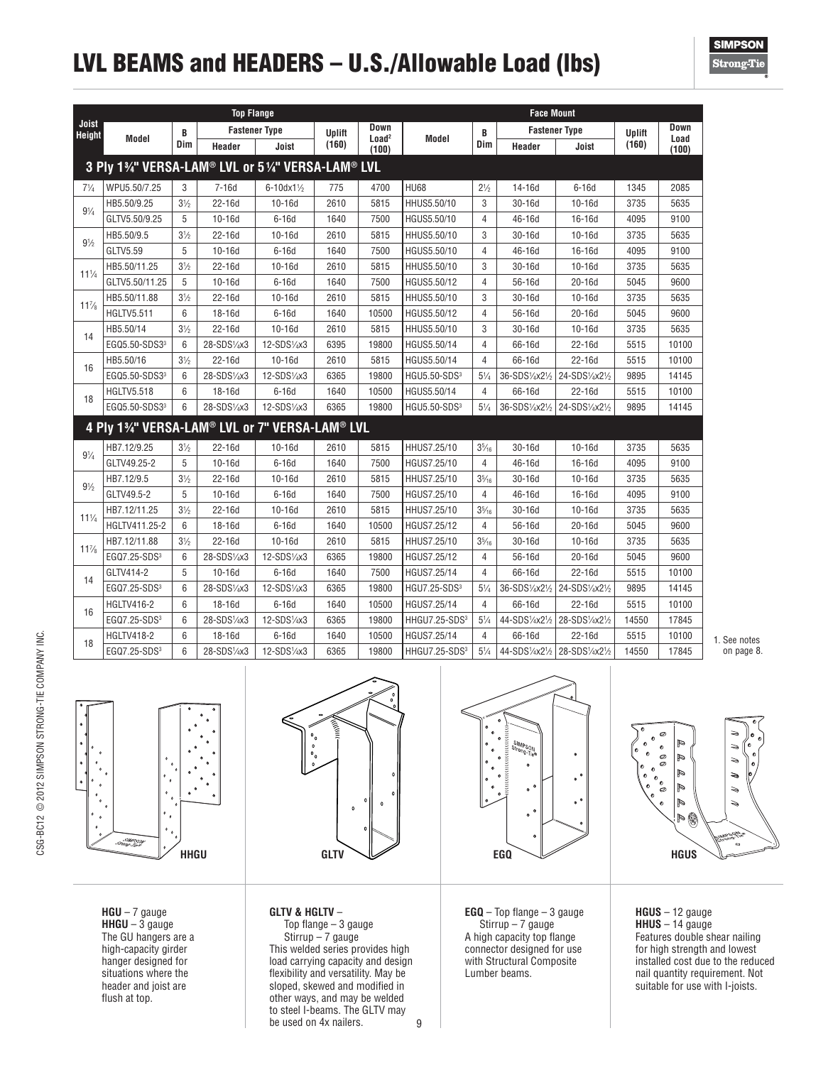# LVL BEAMS and HEADERS – U.S./Allowable Load (lbs)

| Joist Height | Top Flange | | | | | | Face Mount | | | | | |
|---|---|---|---|---|---|---|---|---|---|---|---|---|
| | Model | B Dim | Fastener Type | | Uplift (160) | Down Load[2] (100) | Model | B Dim | Fastener Type | | Uplift (160) | Down Load (100) |
| | | | Header | Joist | | | | | Header | Joist | | |
| **3 Ply 1¾" VERSA-LAM® LVL or 5¼" VERSA-LAM® LVL** | | | | | | | | | | | | |
| 7¼ | WPU5.50/7.25 | 3 | 7-16d | 6-10dx1½ | 775 | 4700 | HU68 | 2½ | 14-16d | 6-16d | 1345 | 2085 |
| 9¼ | HB5.50/9.25 | 3½ | 22-16d | 10-16d | 2610 | 5815 | HHUS5.50/10 | 3 | 30-16d | 10-16d | 3735 | 5635 |
| | GLTV5.50/9.25 | 5 | 10-16d | 6-16d | 1640 | 7500 | HGUS5.50/10 | 4 | 46-16d | 16-16d | 4095 | 9100 |
| 9½ | HB5.50/9.5 | 3½ | 22-16d | 10-16d | 2610 | 5815 | HHUS5.50/10 | 3 | 30-16d | 10-16d | 3735 | 5635 |
| | GLTV5.59 | 5 | 10-16d | 6-16d | 1640 | 7500 | HGUS5.50/10 | 4 | 46-16d | 16-16d | 4095 | 9100 |
| 11¼ | HB5.50/11.25 | 3½ | 22-16d | 10-16d | 2610 | 5815 | HHUS5.50/10 | 3 | 30-16d | 10-16d | 3735 | 5635 |
| | GLTV5.50/11.25 | 5 | 10-16d | 6-16d | 1640 | 7500 | HGUS5.50/12 | 4 | 56-16d | 20-16d | 5045 | 9600 |
| 11⅞ | HB5.50/11.88 | 3½ | 22-16d | 10-16d | 2610 | 5815 | HHUS5.50/10 | 3 | 30-16d | 10-16d | 3735 | 5635 |
| | HGLTV5.511 | 6 | 18-16d | 6-16d | 1640 | 10500 | HGUS5.50/12 | 4 | 56-16d | 20-16d | 5045 | 9600 |
| 14 | HB5.50/14 | 3½ | 22-16d | 10-16d | 2610 | 5815 | HHUS5.50/10 | 3 | 30-16d | 10-16d | 3735 | 5635 |
| | EGQ5.50-SDS3[3] | 6 | 28-SDS¼x3 | 12-SDS¼x3 | 6395 | 19800 | HGUS5.50/14 | 4 | 66-16d | 22-16d | 5515 | 10100 |
| 16 | HB5.50/16 | 3½ | 22-16d | 10-16d | 2610 | 5815 | HGUS5.50/14 | 4 | 66-16d | 22-16d | 5515 | 10100 |
| | EGQ5.50-SDS3[3] | 6 | 28-SDS¼x3 | 12-SDS¼x3 | 6365 | 19800 | HGU5.50-SDS[3] | 5¼ | 36-SDS¼x2½ | 24-SDS¼x2½ | 9895 | 14145 |
| 18 | HGLTV5.518 | 6 | 18-16d | 6-16d | 1640 | 10500 | HGUS5.50/14 | 4 | 66-16d | 22-16d | 5515 | 10100 |
| | EGQ5.50-SDS3[3] | 6 | 28-SDS¼x3 | 12-SDS¼x3 | 6365 | 19800 | HGU5.50-SDS[3] | 5¼ | 36-SDS¼x2½ | 24-SDS¼x2½ | 9895 | 14145 |
| **4 Ply 1¾" VERSA-LAM® LVL or 7" VERSA-LAM® LVL** | | | | | | | | | | | | |
| 9¼ | HB7.12/9.25 | 3½ | 22-16d | 10-16d | 2610 | 5815 | HHUS7.25/10 | 3⁵⁄₁₆ | 30-16d | 10-16d | 3735 | 5635 |
| | GLTV49.25-2 | 5 | 10-16d | 6-16d | 1640 | 7500 | HGUS7.25/10 | 4 | 46-16d | 16-16d | 4095 | 9100 |
| 9½ | HB7.12/9.5 | 3½ | 22-16d | 10-16d | 2610 | 5815 | HHUS7.25/10 | 3⁵⁄₁₆ | 30-16d | 10-16d | 3735 | 5635 |
| | GLTV49.5-2 | 5 | 10-16d | 6-16d | 1640 | 7500 | HGUS7.25/10 | 4 | 46-16d | 16-16d | 4095 | 9100 |
| 11¼ | HB7.12/11.25 | 3½ | 22-16d | 10-16d | 2610 | 5815 | HHUS7.25/10 | 3⁵⁄₁₆ | 30-16d | 10-16d | 3735 | 5635 |
| | HGLTV411.25-2 | 6 | 18-16d | 6-16d | 1640 | 10500 | HGUS7.25/12 | 4 | 56-16d | 20-16d | 5045 | 9600 |
| 11⅞ | HB7.12/11.88 | 3½ | 22-16d | 10-16d | 2610 | 5815 | HHUS7.25/10 | 3⁵⁄₁₆ | 30-16d | 10-16d | 3735 | 5635 |
| | EGQ7.25-SDS[3] | 6 | 28-SDS¼x3 | 12-SDS¼x3 | 6365 | 19800 | HGUS7.25/12 | 4 | 56-16d | 20-16d | 5045 | 9600 |
| 14 | GLTV414-2 | 5 | 10-16d | 6-16d | 1640 | 7500 | HGUS7.25/14 | 4 | 66-16d | 22-16d | 5515 | 10100 |
| | EGQ7.25-SDS[3] | 6 | 28-SDS¼x3 | 12-SDS¼x3 | 6365 | 19800 | HGU7.25-SDS[3] | 5¼ | 36-SDS¼x2½ | 24-SDS¼x2½ | 9895 | 14145 |
| 16 | HGLTV416-2 | 6 | 18-16d | 6-16d | 1640 | 10500 | HGUS7.25/14 | 4 | 66-16d | 22-16d | 5515 | 10100 |
| | EGQ7.25-SDS[3] | 6 | 28-SDS¼x3 | 12-SDS¼x3 | 6365 | 19800 | HHGU7.25-SDS[3] | 5¼ | 44-SDS¼x2½ | 28-SDS¼x2½ | 14550 | 17845 |
| 18 | HGLTV418-2 | 6 | 18-16d | 6-16d | 1640 | 10500 | HGUS7.25/14 | 4 | 66-16d | 22-16d | 5515 | 10100 |
| | EGQ7.25-SDS[3] | 6 | 28-SDS¼x3 | 12-SDS¼x3 | 6365 | 19800 | HHGU7.25-SDS[3] | 5¼ | 44-SDS¼x2½ | 28-SDS¼x2½ | 14550 | 17845 |

1. See notes on page 8.

HHGU

GLTV

EGQ

HGUS

**HGU** – 7 gauge
**HHGU** – 3 gauge
The GU hangers are a high-capacity girder hanger designed for situations where the header and joist are flush at top.

**GLTV & HGLTV** –
Top flange – 3 gauge
Stirrup – 7 gauge
This welded series provides high load carrying capacity and design flexibility and versatility. May be sloped, skewed and modified in other ways, and may be welded to steel I-beams. The GLTV may be used on 4x nailers.

**EGQ** – Top flange – 3 gauge
Stirrup – 7 gauge
A high capacity top flange connector designed for use with Structural Composite Lumber beams.

**HGUS** – 12 gauge
**HHUS** – 14 gauge
Features double shear nailing for high strength and lowest installed cost due to the reduced nail quantity requirement. Not suitable for use with I-joists.

CSG-BC12 © 2012 SIMPSON STRONG-TIE COMPANY INC.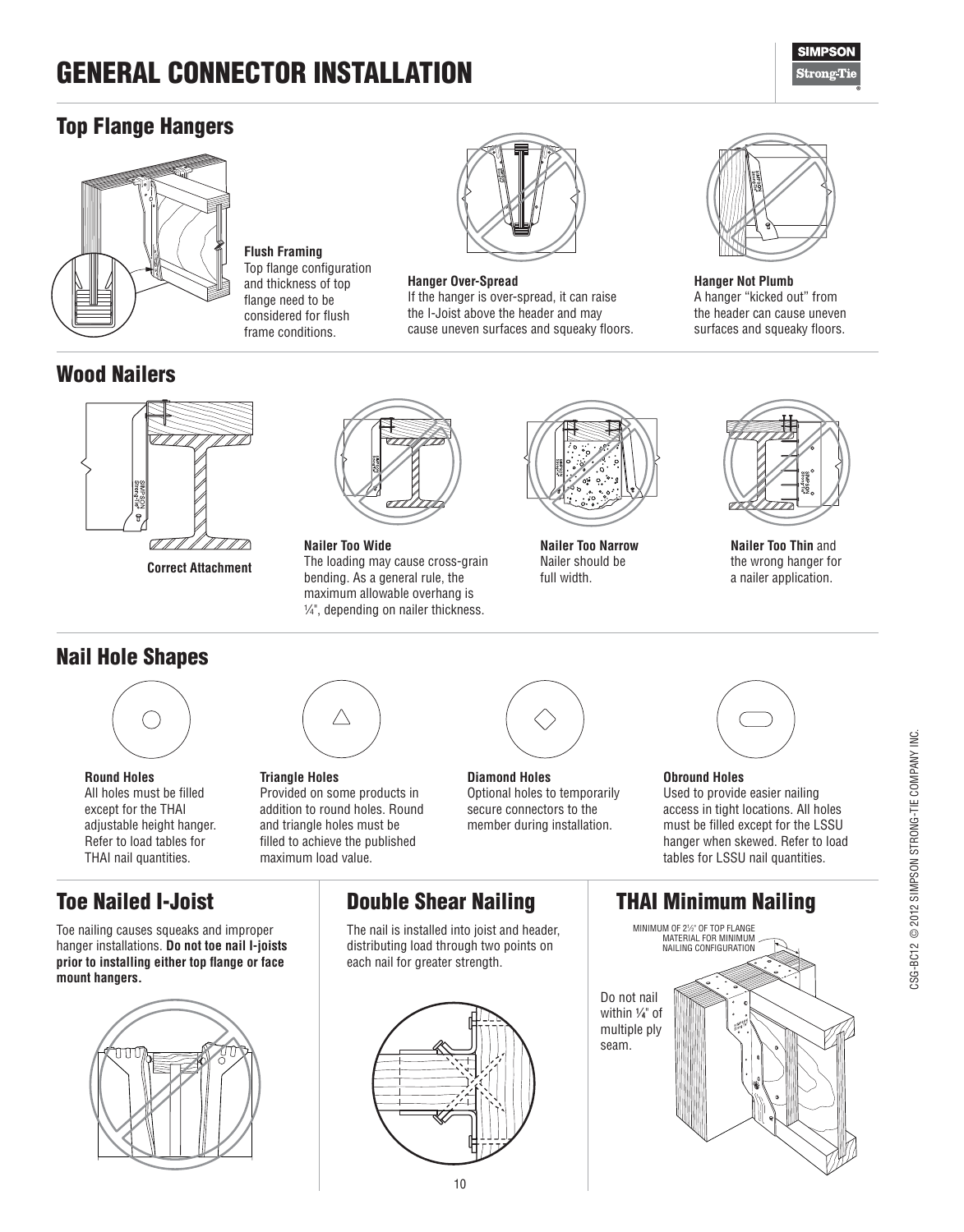# GENERAL CONNECTOR INSTALLATION

## Top Flange Hangers

**Flush Framing**
Top flange configuration and thickness of top flange need to be considered for flush frame conditions.

**Hanger Over-Spread**
If the hanger is over-spread, it can raise the I-Joist above the header and may cause uneven surfaces and squeaky floors.

**Hanger Not Plumb**
A hanger "kicked out" from the header can cause uneven surfaces and squeaky floors.

## Wood Nailers

**Correct Attachment**

**Nailer Too Wide**
The loading may cause cross-grain bending. As a general rule, the maximum allowable overhang is ¼", depending on nailer thickness.

**Nailer Too Narrow**
Nailer should be full width.

**Nailer Too Thin** and the wrong hanger for a nailer application.

## Nail Hole Shapes

**Round Holes**
All holes must be filled except for the THAI adjustable height hanger. Refer to load tables for THAI nail quantities.

**Triangle Holes**
Provided on some products in addition to round holes. Round and triangle holes must be filled to achieve the published maximum load value.

**Diamond Holes**
Optional holes to temporarily secure connectors to the member during installation.

**Obround Holes**
Used to provide easier nailing access in tight locations. All holes must be filled except for the LSSU hanger when skewed. Refer to load tables for LSSU nail quantities.

## Toe Nailed I-Joist

Toe nailing causes squeaks and improper hanger installations. **Do not toe nail I-joists prior to installing either top flange or face mount hangers.**

## Double Shear Nailing

The nail is installed into joist and header, distributing load through two points on each nail for greater strength.

## THAI Minimum Nailing

MINIMUM OF 2½" OF TOP FLANGE MATERIAL FOR MINIMUM NAILING CONFIGURATION

Do not nail within ¼" of multiple ply seam.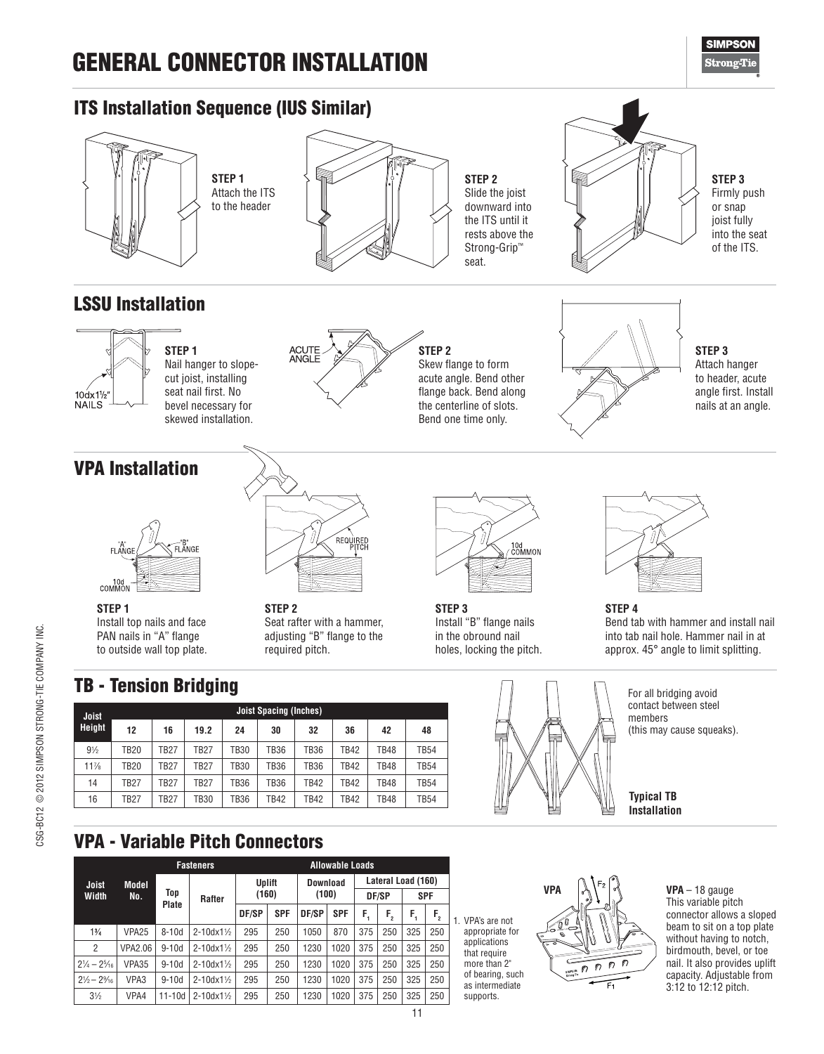# GENERAL CONNECTOR INSTALLATION

## ITS Installation Sequence (IUS Similar)

**STEP 1**
Attach the ITS to the header

**STEP 2**
Slide the joist downward into the ITS until it rests above the Strong-Grip™ seat.

**STEP 3**
Firmly push or snap joist fully into the seat of the ITS.

## LSSU Installation

10dx1½" NAILS

**STEP 1**
Nail hanger to slope-cut joist, installing seat nail first. No bevel necessary for skewed installation.

ACUTE ANGLE

**STEP 2**
Skew flange to form acute angle. Bend other flange back. Bend along the centerline of slots. Bend one time only.

**STEP 3**
Attach hanger to header, acute angle first. Install nails at an angle.

## VPA Installation

"A" FLANGE
"B" FLANGE
10d COMMON

**STEP 1**
Install top nails and face PAN nails in "A" flange to outside wall top plate.

REQUIRED PITCH

**STEP 2**
Seat rafter with a hammer, adjusting "B" flange to the required pitch.

10d COMMON

**STEP 3**
Install "B" flange nails in the obround nail holes, locking the pitch.

**STEP 4**
Bend tab with hammer and install nail into tab nail hole. Hammer nail in at approx. 45° angle to limit splitting.

## TB - Tension Bridging

| Joist Height | Joist Spacing (Inches) | | | | | | | | |
|---|---|---|---|---|---|---|---|---|---|
| | 12 | 16 | 19.2 | 24 | 30 | 32 | 36 | 42 | 48 |
| 9½ | TB20 | TB27 | TB27 | TB30 | TB36 | TB36 | TB42 | TB48 | TB54 |
| 11⅞ | TB20 | TB27 | TB27 | TB30 | TB36 | TB36 | TB42 | TB48 | TB54 |
| 14 | TB27 | TB27 | TB27 | TB36 | TB36 | TB42 | TB42 | TB48 | TB54 |
| 16 | TB27 | TB27 | TB30 | TB36 | TB42 | TB42 | TB42 | TB48 | TB54 |

For all bridging avoid contact between steel members (this may cause squeaks).

**Typical TB Installation**

## VPA - Variable Pitch Connectors

| Joist Width | Model No. | Fasteners | | Allowable Loads | | | | | | | |
|---|---|---|---|---|---|---|---|---|---|---|---|
| | | Top Plate | Rafter | Uplift (160) | | Download (100) | | Lateral Load (160) | | | |
| | | | | | | | | DF/SP | | SPF | |
| | | | | DF/SP | SPF | DF/SP | SPF | $F_1$ | $F_2$ | $F_1$ | $F_2$ |
| 1¾ | VPA25 | 8-10d | 2-10dx1½ | 295 | 250 | 1050 | 870 | 375 | 250 | 325 | 250 |
| 2 | VPA2.06 | 9-10d | 2-10dx1½ | 295 | 250 | 1230 | 1020 | 375 | 250 | 325 | 250 |
| 2¼ – 2⁵⁄₁₆ | VPA35 | 9-10d | 2-10dx1½ | 295 | 250 | 1230 | 1020 | 375 | 250 | 325 | 250 |
| 2½ – 2⁹⁄₁₆ | VPA3 | 9-10d | 2-10dx1½ | 295 | 250 | 1230 | 1020 | 375 | 250 | 325 | 250 |
| 3½ | VPA4 | 11-10d | 2-10dx1½ | 295 | 250 | 1230 | 1020 | 375 | 250 | 325 | 250 |

1. VPA's are not appropriate for applications that require more than 2" of bearing, such as intermediate supports.

VPA

**VPA** – 18 gauge
This variable pitch connector allows a sloped beam to sit on a top plate without having to notch, birdmouth, bevel, or toe nail. It also provides uplift capacity. Adjustable from 3:12 to 12:12 pitch.

CSG-BC12 © 2012 SIMPSON STRONG-TIE COMPANY INC.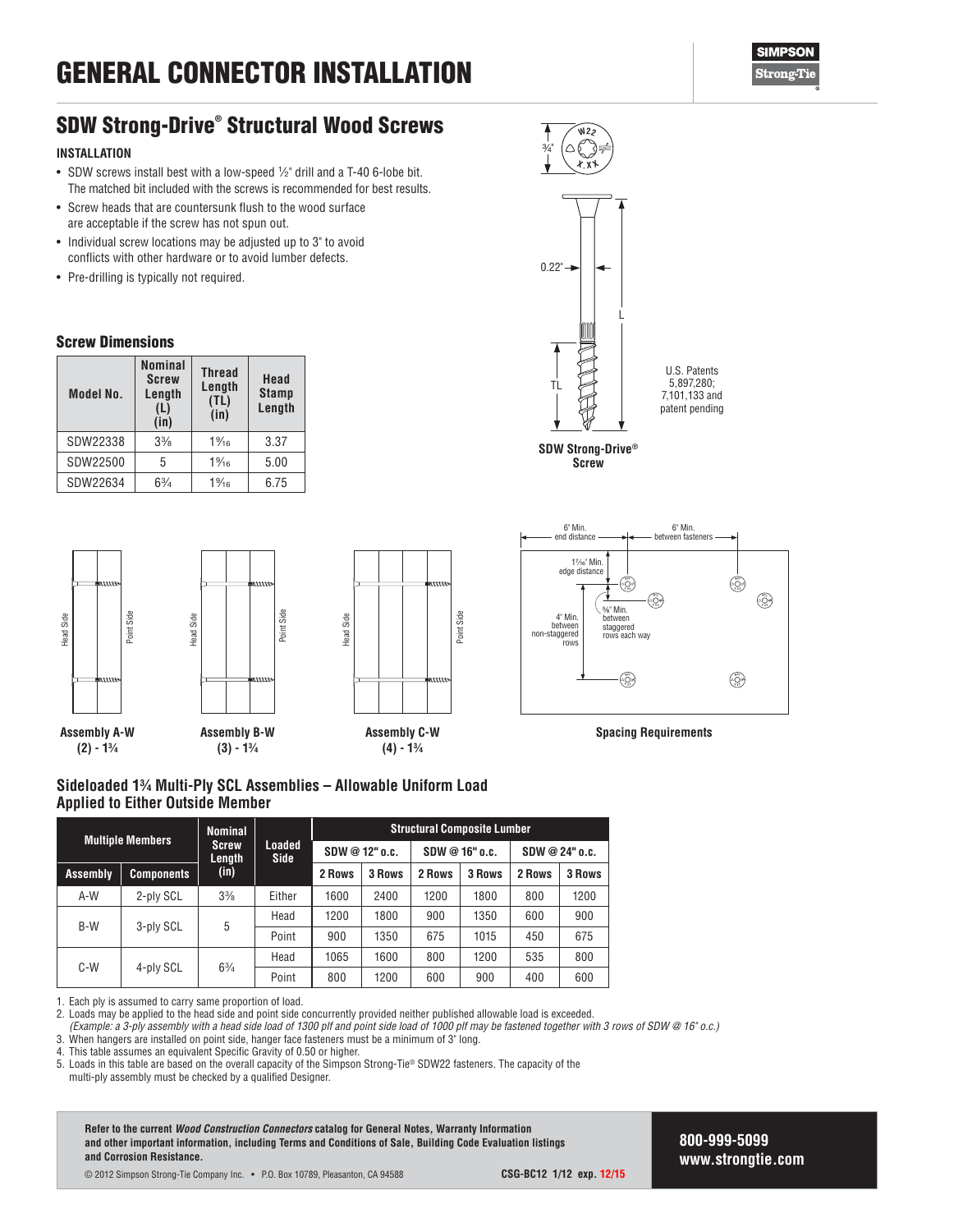# GENERAL CONNECTOR INSTALLATION

## SDW Strong-Drive® Structural Wood Screws

### INSTALLATION

- SDW screws install best with a low-speed ½" drill and a T-40 6-lobe bit. The matched bit included with the screws is recommended for best results.
- Screw heads that are countersunk flush to the wood surface are acceptable if the screw has not spun out.
- Individual screw locations may be adjusted up to 3" to avoid conflicts with other hardware or to avoid lumber defects.
- Pre-drilling is typically not required.

### Screw Dimensions

| Model No. | Nominal Screw Length (L) (in) | Thread Length (TL) (in) | Head Stamp Length |
|---|---|---|---|
| SDW22338 | 3⅜ | 1⁹⁄₁₆ | 3.37 |
| SDW22500 | 5 | 1⁹⁄₁₆ | 5.00 |
| SDW22634 | 6¾ | 1⁹⁄₁₆ | 6.75 |

¾"

W22

X.XX

0.22"

L

TL

U.S. Patents 5,897,280; 7,101,133 and patent pending

**SDW Strong-Drive® Screw**

Head Side

Point Side

**Assembly A-W (2) - 1¾**

**Assembly B-W (3) - 1¾**

**Assembly C-W (4) - 1¾**

6" Min. end distance

6" Min. between fasteners

1⁷⁄₁₆" Min. edge distance

4" Min. between non-staggered rows

⅝" Min. between staggered rows each way

**Spacing Requirements**

### Sideloaded 1¾ Multi-Ply SCL Assemblies – Allowable Uniform Load Applied to Either Outside Member

| Multiple Members | | Nominal Screw Length (in) | Loaded Side | Structural Composite Lumber | | | | | |
|---|---|---|---|---|---|---|---|---|---|
| | | | | SDW @ 12" o.c. | | SDW @ 16" o.c. | | SDW @ 24" o.c. | |
| Assembly | Components | | | 2 Rows | 3 Rows | 2 Rows | 3 Rows | 2 Rows | 3 Rows |
| A-W | 2-ply SCL | 3⅜ | Either | 1600 | 2400 | 1200 | 1800 | 800 | 1200 |
| B-W | 3-ply SCL | 5 | Head | 1200 | 1800 | 900 | 1350 | 600 | 900 |
| | | | Point | 900 | 1350 | 675 | 1015 | 450 | 675 |
| C-W | 4-ply SCL | 6¾ | Head | 1065 | 1600 | 800 | 1200 | 535 | 800 |
| | | | Point | 800 | 1200 | 600 | 900 | 400 | 600 |

1. Each ply is assumed to carry same proportion of load.
2. Loads may be applied to the head side and point side concurrently provided neither published allowable load is exceeded.
   *(Example: a 3-ply assembly with a head side load of 1300 plf and point side load of 1000 plf may be fastened together with 3 rows of SDW @ 16" o.c.)*
3. When hangers are installed on point side, hanger face fasteners must be a minimum of 3" long.
4. This table assumes an equivalent Specific Gravity of 0.50 or higher.
5. Loads in this table are based on the overall capacity of the Simpson Strong-Tie® SDW22 fasteners. The capacity of the multi-ply assembly must be checked by a qualified Designer.

**Refer to the current *Wood Construction Connectors* catalog for General Notes, Warranty Information and other important information, including Terms and Conditions of Sale, Building Code Evaluation listings and Corrosion Resistance.**

© 2012 Simpson Strong-Tie Company Inc. • P.O. Box 10789, Pleasanton, CA 94588

**CSG-BC12 1/12 exp. 12/15**

**800-999-5099**
**www.strongtie.com**